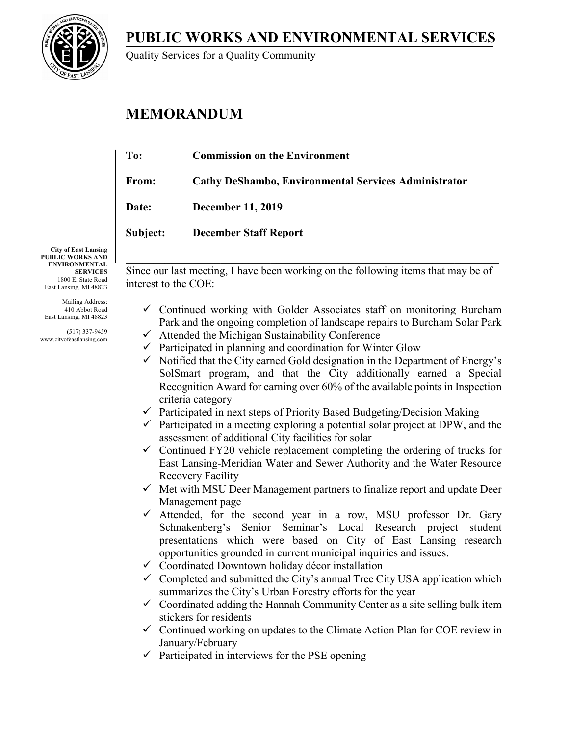# PUBLIC WORKS AND ENVIRONMENTAL SERVICES

Quality Services for a Quality Community

## MEMORANDUM

**To:** **Commission on the Environment**

**From:** **Cathy DeShambo, Environmental Services Administrator**

**Date:** **December 11, 2019**

**Subject:** **December Staff Report**

**City of East Lansing**
**PUBLIC WORKS AND ENVIRONMENTAL SERVICES**
1800 E. State Road
East Lansing, MI 48823

Mailing Address:
410 Abbot Road
East Lansing, MI 48823

(517) 337-9459
www.cityofeastlansing.com

---

Since our last meeting, I have been working on the following items that may be of interest to the COE:

- ✓ Continued working with Golder Associates staff on monitoring Burcham Park and the ongoing completion of landscape repairs to Burcham Solar Park
- ✓ Attended the Michigan Sustainability Conference
- ✓ Participated in planning and coordination for Winter Glow
- ✓ Notified that the City earned Gold designation in the Department of Energy's SolSmart program, and that the City additionally earned a Special Recognition Award for earning over 60% of the available points in Inspection criteria category
- ✓ Participated in next steps of Priority Based Budgeting/Decision Making
- ✓ Participated in a meeting exploring a potential solar project at DPW, and the assessment of additional City facilities for solar
- ✓ Continued FY20 vehicle replacement completing the ordering of trucks for East Lansing-Meridian Water and Sewer Authority and the Water Resource Recovery Facility
- ✓ Met with MSU Deer Management partners to finalize report and update Deer Management page
- ✓ Attended, for the second year in a row, MSU professor Dr. Gary Schnakenberg's Senior Seminar's Local Research project student presentations which were based on City of East Lansing research opportunities grounded in current municipal inquiries and issues.
- ✓ Coordinated Downtown holiday décor installation
- ✓ Completed and submitted the City's annual Tree City USA application which summarizes the City's Urban Forestry efforts for the year
- ✓ Coordinated adding the Hannah Community Center as a site selling bulk item stickers for residents
- ✓ Continued working on updates to the Climate Action Plan for COE review in January/February
- ✓ Participated in interviews for the PSE opening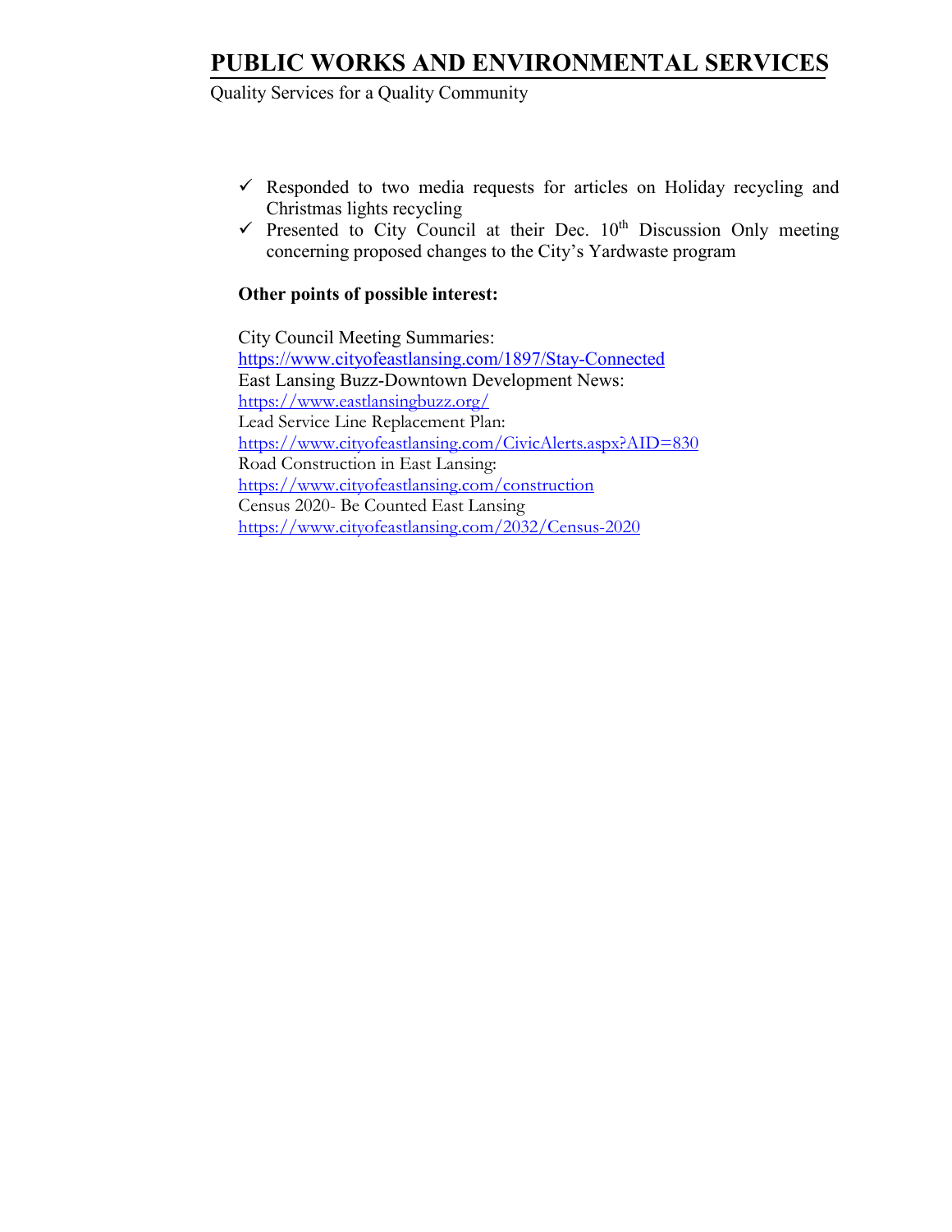- ✓ Responded to two media requests for articles on Holiday recycling and Christmas lights recycling
- ✓ Presented to City Council at their Dec. 10th Discussion Only meeting concerning proposed changes to the City's Yardwaste program

**Other points of possible interest:**

City Council Meeting Summaries:
https://www.cityofeastlansing.com/1897/Stay-Connected
East Lansing Buzz-Downtown Development News:
https://www.eastlansingbuzz.org/
Lead Service Line Replacement Plan:
https://www.cityofeastlansing.com/CivicAlerts.aspx?AID=830
Road Construction in East Lansing:
https://www.cityofeastlansing.com/construction
Census 2020- Be Counted East Lansing
https://www.cityofeastlansing.com/2032/Census-2020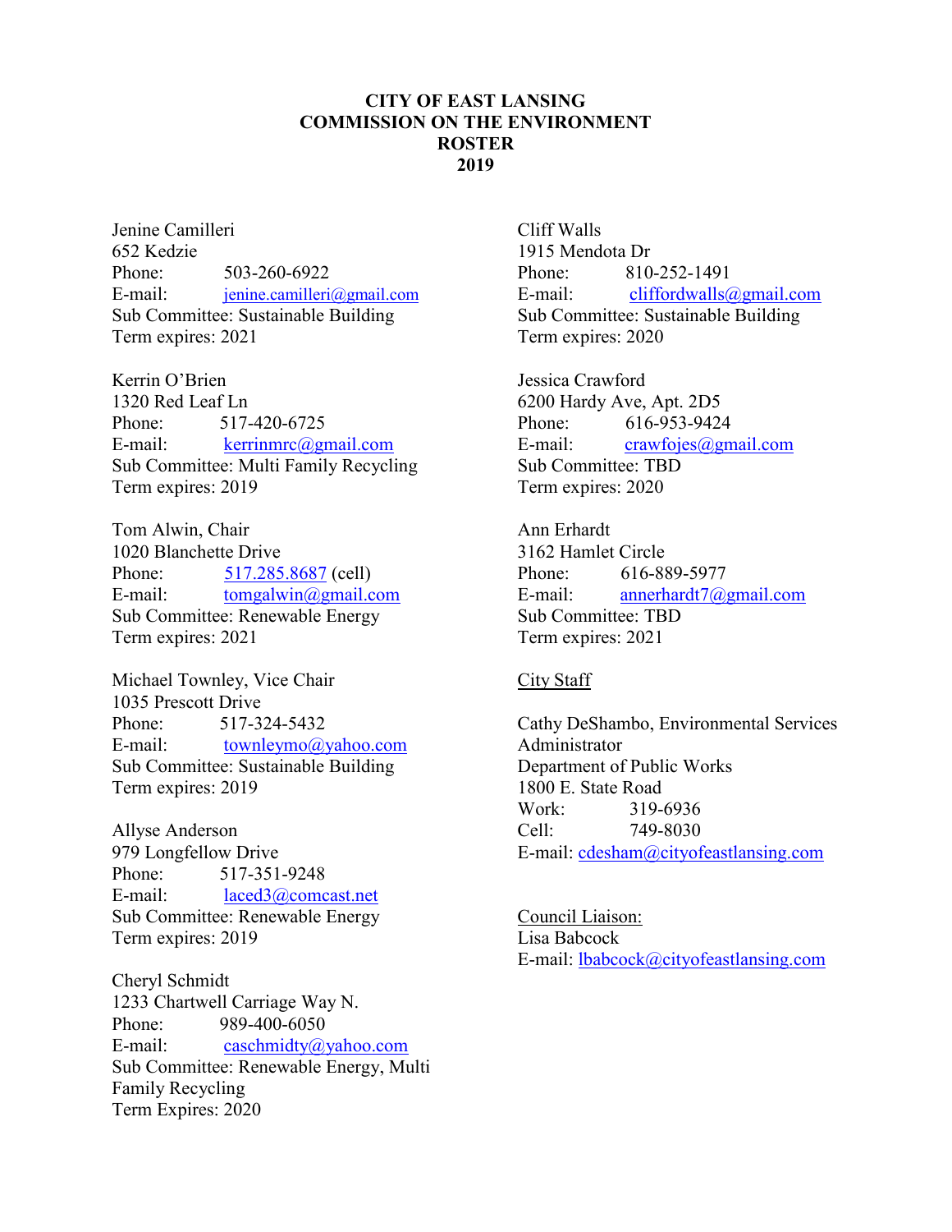# CITY OF EAST LANSING
# COMMISSION ON THE ENVIRONMENT
# ROSTER
# 2019

Jenine Camilleri
652 Kedzie
Phone: 503-260-6922
E-mail: jenine.camilleri@gmail.com
Sub Committee: Sustainable Building
Term expires: 2021

Kerrin O'Brien
1320 Red Leaf Ln
Phone: 517-420-6725
E-mail: kerrinmrc@gmail.com
Sub Committee: Multi Family Recycling
Term expires: 2019

Tom Alwin, Chair
1020 Blanchette Drive
Phone: 517.285.8687 (cell)
E-mail: tomgalwin@gmail.com
Sub Committee: Renewable Energy
Term expires: 2021

Michael Townley, Vice Chair
1035 Prescott Drive
Phone: 517-324-5432
E-mail: townleymo@yahoo.com
Sub Committee: Sustainable Building
Term expires: 2019

Allyse Anderson
979 Longfellow Drive
Phone: 517-351-9248
E-mail: laced3@comcast.net
Sub Committee: Renewable Energy
Term expires: 2019

Cheryl Schmidt
1233 Chartwell Carriage Way N.
Phone: 989-400-6050
E-mail: caschmidty@yahoo.com
Sub Committee: Renewable Energy, Multi Family Recycling
Term Expires: 2020

Cliff Walls
1915 Mendota Dr
Phone: 810-252-1491
E-mail: cliffordwalls@gmail.com
Sub Committee: Sustainable Building
Term expires: 2020

Jessica Crawford
6200 Hardy Ave, Apt. 2D5
Phone: 616-953-9424
E-mail: crawfojes@gmail.com
Sub Committee: TBD
Term expires: 2020

Ann Erhardt
3162 Hamlet Circle
Phone: 616-889-5977
E-mail: annerhardt7@gmail.com
Sub Committee: TBD
Term expires: 2021

City Staff

Cathy DeShambo, Environmental Services Administrator
Department of Public Works
1800 E. State Road
Work: 319-6936
Cell: 749-8030
E-mail: cdesham@cityofeastlansing.com

Council Liaison:
Lisa Babcock
E-mail: lbabcock@cityofeastlansing.com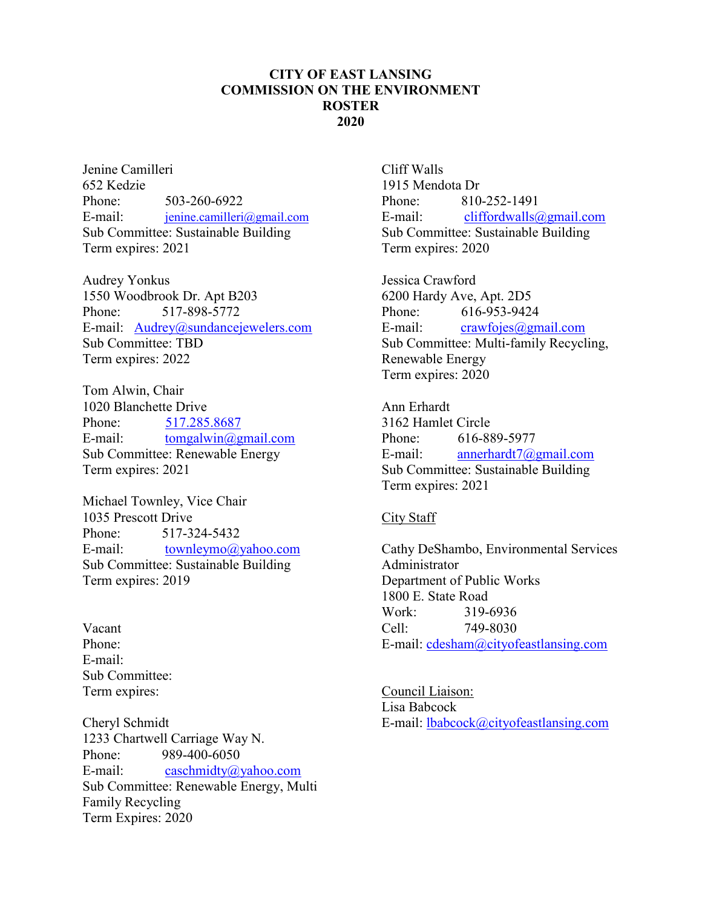# CITY OF EAST LANSING
# COMMISSION ON THE ENVIRONMENT
# ROSTER
# 2020

Jenine Camilleri
652 Kedzie
Phone: 503-260-6922
E-mail: jenine.camilleri@gmail.com
Sub Committee: Sustainable Building
Term expires: 2021

Audrey Yonkus
1550 Woodbrook Dr. Apt B203
Phone: 517-898-5772
E-mail: Audrey@sundancejewelers.com
Sub Committee: TBD
Term expires: 2022

Tom Alwin, Chair
1020 Blanchette Drive
Phone: 517.285.8687
E-mail: tomgalwin@gmail.com
Sub Committee: Renewable Energy
Term expires: 2021

Michael Townley, Vice Chair
1035 Prescott Drive
Phone: 517-324-5432
E-mail: townleymo@yahoo.com
Sub Committee: Sustainable Building
Term expires: 2019

Vacant
Phone:
E-mail:
Sub Committee:
Term expires:

Cheryl Schmidt
1233 Chartwell Carriage Way N.
Phone: 989-400-6050
E-mail: caschmidty@yahoo.com
Sub Committee: Renewable Energy, Multi Family Recycling
Term Expires: 2020

Cliff Walls
1915 Mendota Dr
Phone: 810-252-1491
E-mail: cliffordwalls@gmail.com
Sub Committee: Sustainable Building
Term expires: 2020

Jessica Crawford
6200 Hardy Ave, Apt. 2D5
Phone: 616-953-9424
E-mail: crawfojes@gmail.com
Sub Committee: Multi-family Recycling, Renewable Energy
Term expires: 2020

Ann Erhardt
3162 Hamlet Circle
Phone: 616-889-5977
E-mail: annerhardt7@gmail.com
Sub Committee: Sustainable Building
Term expires: 2021

City Staff

Cathy DeShambo, Environmental Services Administrator
Department of Public Works
1800 E. State Road
Work: 319-6936
Cell: 749-8030
E-mail: cdesham@cityofeastlansing.com

Council Liaison:
Lisa Babcock
E-mail: lbabcock@cityofeastlansing.com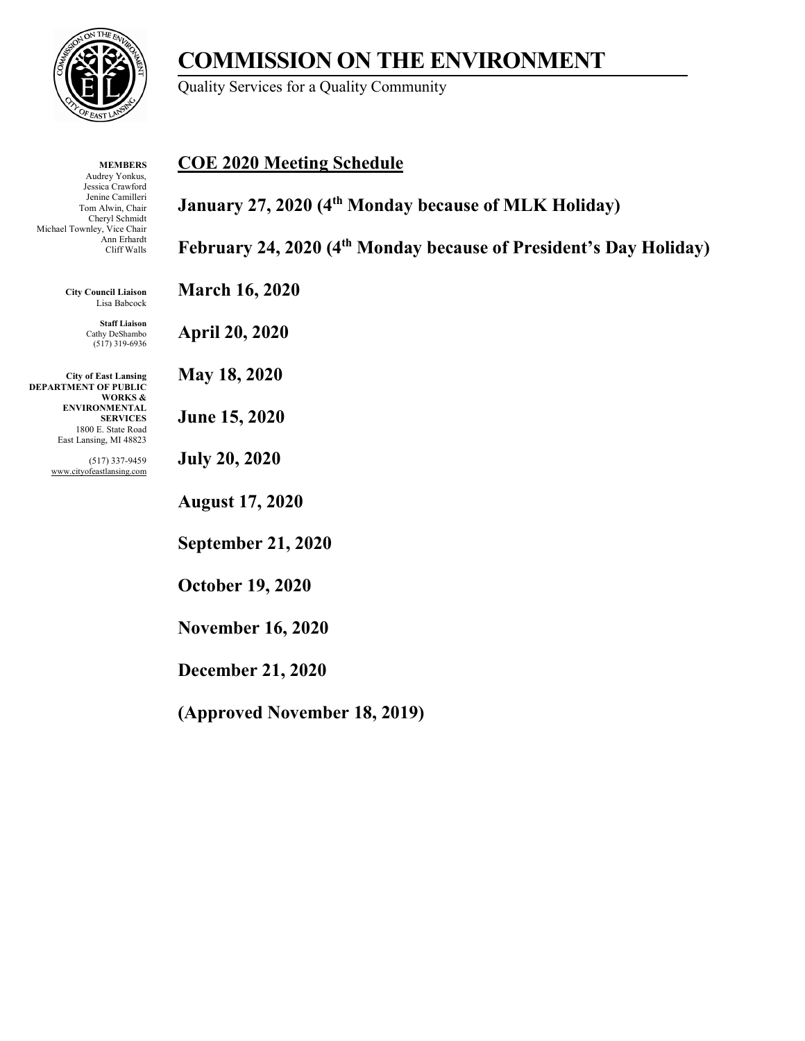# COMMISSION ON THE ENVIRONMENT

Quality Services for a Quality Community

**MEMBERS**
Audrey Yonkus,
Jessica Crawford
Jenine Camilleri
Tom Alwin, Chair
Cheryl Schmidt
Michael Townley, Vice Chair
Ann Erhardt
Cliff Walls

**City Council Liaison**
Lisa Babcock

**Staff Liaison**
Cathy DeShambo
(517) 319-6936

**City of East Lansing**
**DEPARTMENT OF PUBLIC WORKS & ENVIRONMENTAL SERVICES**
1800 E. State Road
East Lansing, MI 48823

(517) 337-9459
www.cityofeastlansing.com

## COE 2020 Meeting Schedule

**January 27, 2020 (4th Monday because of MLK Holiday)**

**February 24, 2020 (4th Monday because of President's Day Holiday)**

**March 16, 2020**

**April 20, 2020**

**May 18, 2020**

**June 15, 2020**

**July 20, 2020**

**August 17, 2020**

**September 21, 2020**

**October 19, 2020**

**November 16, 2020**

**December 21, 2020**

**(Approved November 18, 2019)**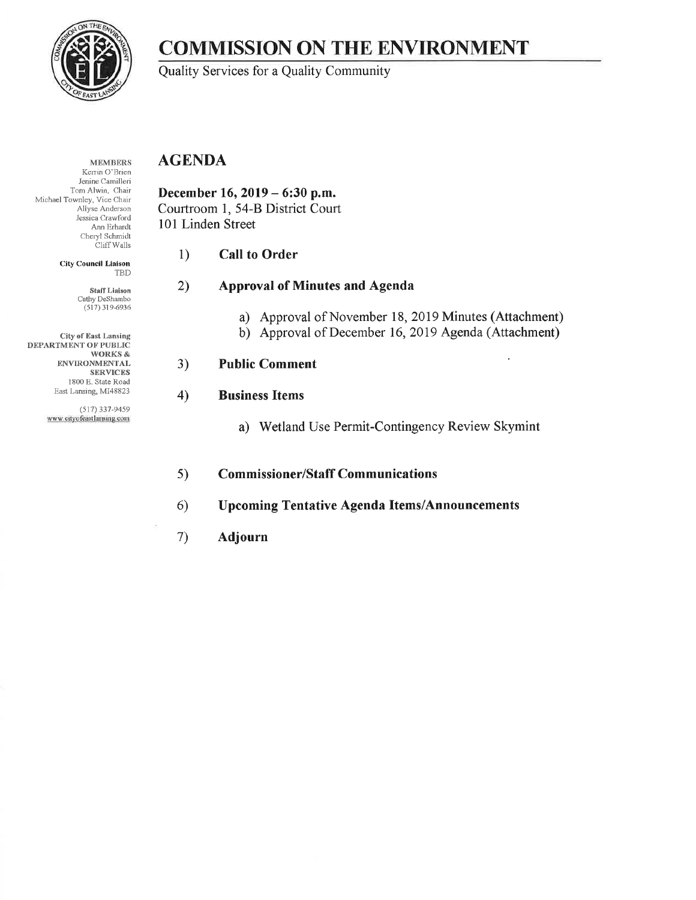# COMMISSION ON THE ENVIRONMENT

Quality Services for a Quality Community

MEMBERS
Kerrin O'Brien
Jenine Camilleri
Tom Alwin, Chair
Michael Townley, Vice Chair
Allyse Anderson
Jessica Crawford
Ann Erhardt
Cheryl Schmidt
Cliff Walls

**City Council Liaison**
TBD

**Staff Liaison**
Cathy DeShambo
(517) 319-6936

**City of East Lansing**
**DEPARTMENT OF PUBLIC WORKS & ENVIRONMENTAL SERVICES**
1800 E. State Road
East Lansing, MI48823

(517) 337-9459
www.cityofeastlansing.com

## AGENDA

**December 16, 2019 – 6:30 p.m.**
Courtroom 1, 54-B District Court
101 Linden Street

1) **Call to Order**

2) **Approval of Minutes and Agenda**

   a) Approval of November 18, 2019 Minutes (Attachment)
   b) Approval of December 16, 2019 Agenda (Attachment)

3) **Public Comment**

4) **Business Items**

   a) Wetland Use Permit-Contingency Review Skymint

5) **Commissioner/Staff Communications**

6) **Upcoming Tentative Agenda Items/Announcements**

7) **Adjourn**